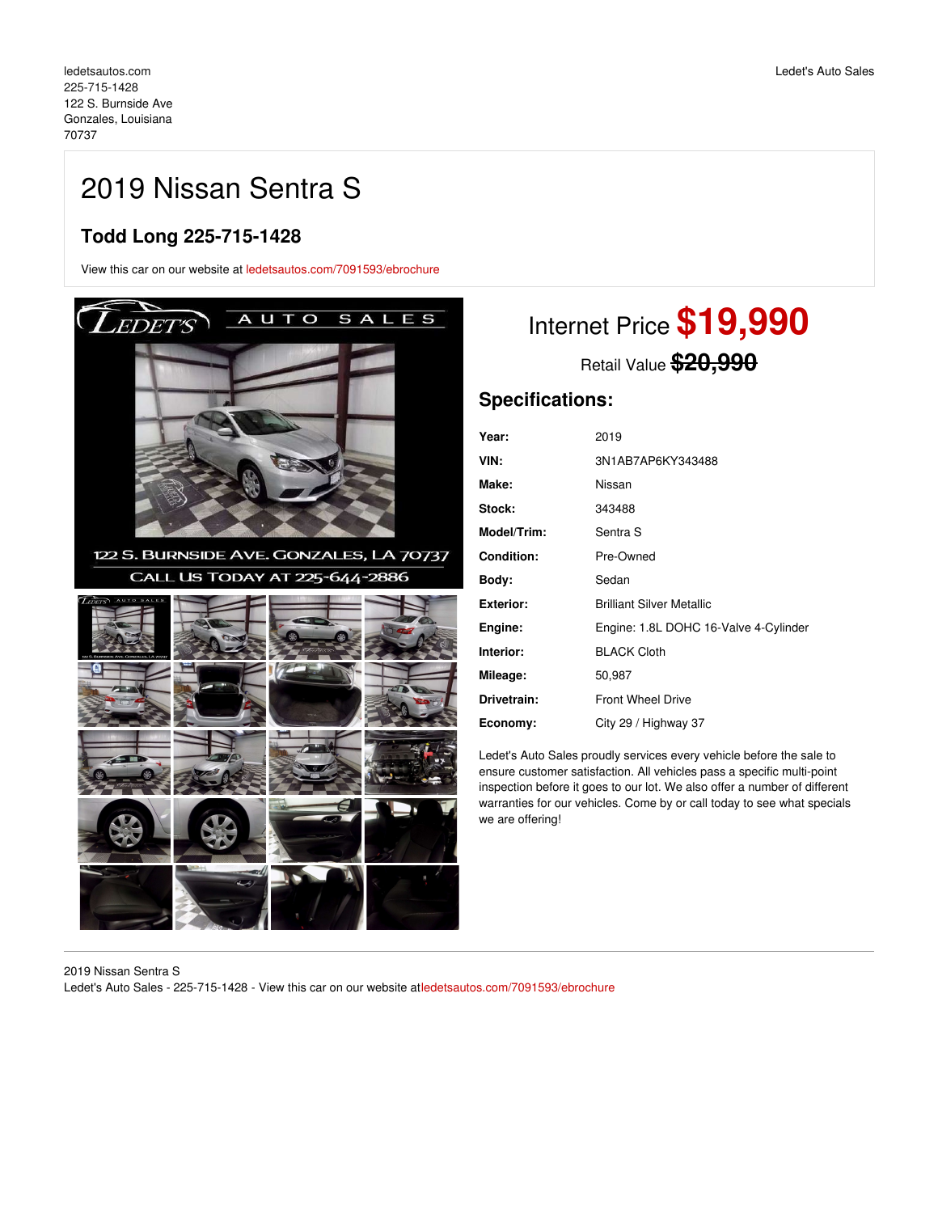ledetsautos.com
225-715-1428
122 S. Burnside Ave
Gonzales, Louisiana
70737

Ledet's Auto Sales

# 2019 Nissan Sentra S

## Todd Long 225-715-1428

View this car on our website at ledetsautos.com/7091593/ebrochure

Internet Price **$19,990**

Retail Value ~~$20,990~~

## Specifications:

| | |
|---|---|
| **Year:** | 2019 |
| **VIN:** | 3N1AB7AP6KY343488 |
| **Make:** | Nissan |
| **Stock:** | 343488 |
| **Model/Trim:** | Sentra S |
| **Condition:** | Pre-Owned |
| **Body:** | Sedan |
| **Exterior:** | Brilliant Silver Metallic |
| **Engine:** | Engine: 1.8L DOHC 16-Valve 4-Cylinder |
| **Interior:** | BLACK Cloth |
| **Mileage:** | 50,987 |
| **Drivetrain:** | Front Wheel Drive |
| **Economy:** | City 29 / Highway 37 |

Ledet's Auto Sales proudly services every vehicle before the sale to ensure customer satisfaction. All vehicles pass a specific multi-point inspection before it goes to our lot. We also offer a number of different warranties for our vehicles. Come by or call today to see what specials we are offering!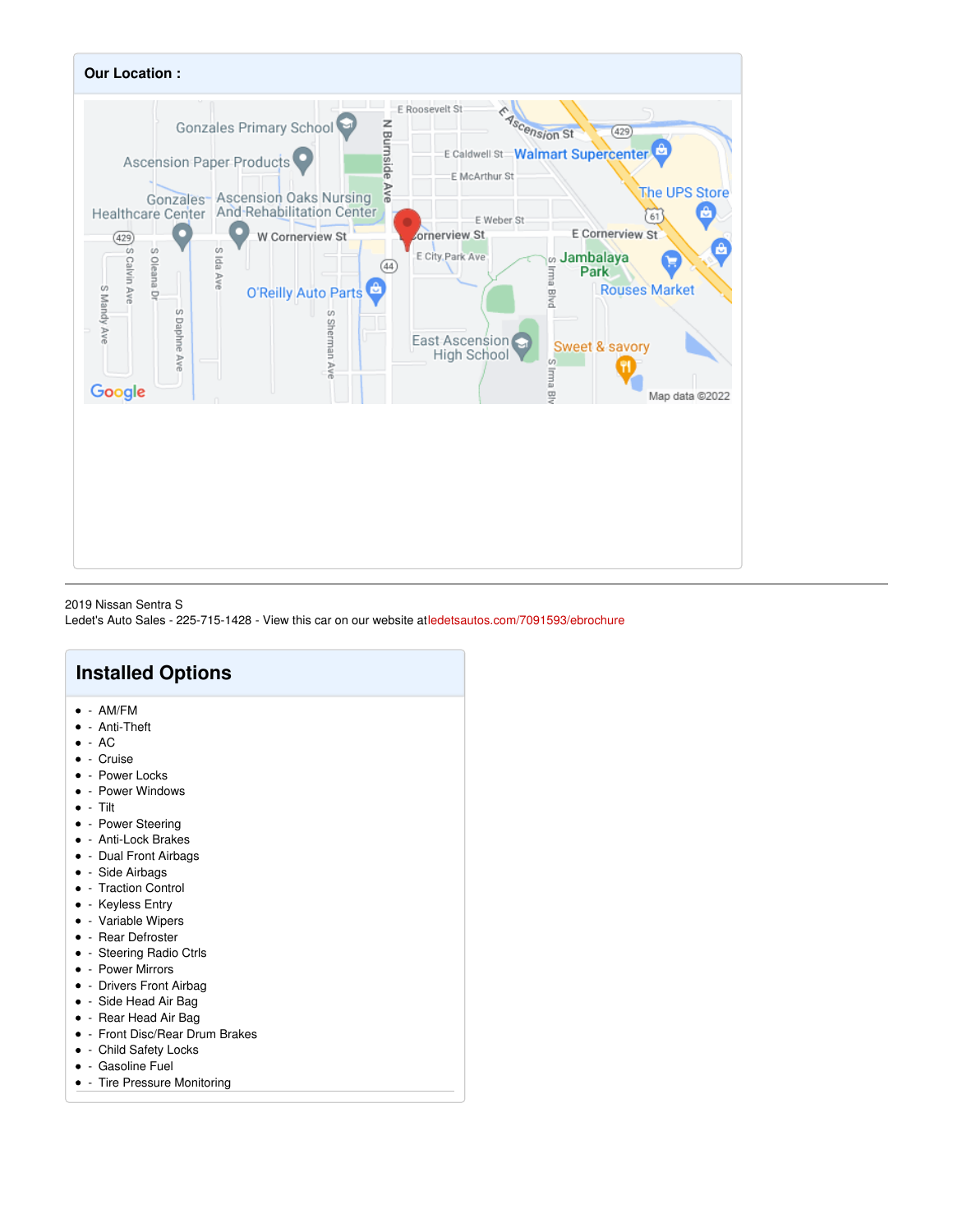**Our Location :**

2019 Nissan Sentra S
Ledet's Auto Sales - 225-715-1428 - View this car on our website atledetsautos.com/7091593/ebrochure

## Installed Options

- AM/FM
- Anti-Theft
- AC
- Cruise
- Power Locks
- Power Windows
- Tilt
- Power Steering
- Anti-Lock Brakes
- Dual Front Airbags
- Side Airbags
- Traction Control
- Keyless Entry
- Variable Wipers
- Rear Defroster
- Steering Radio Ctrls
- Power Mirrors
- Drivers Front Airbag
- Side Head Air Bag
- Rear Head Air Bag
- Front Disc/Rear Drum Brakes
- Child Safety Locks
- Gasoline Fuel
- Tire Pressure Monitoring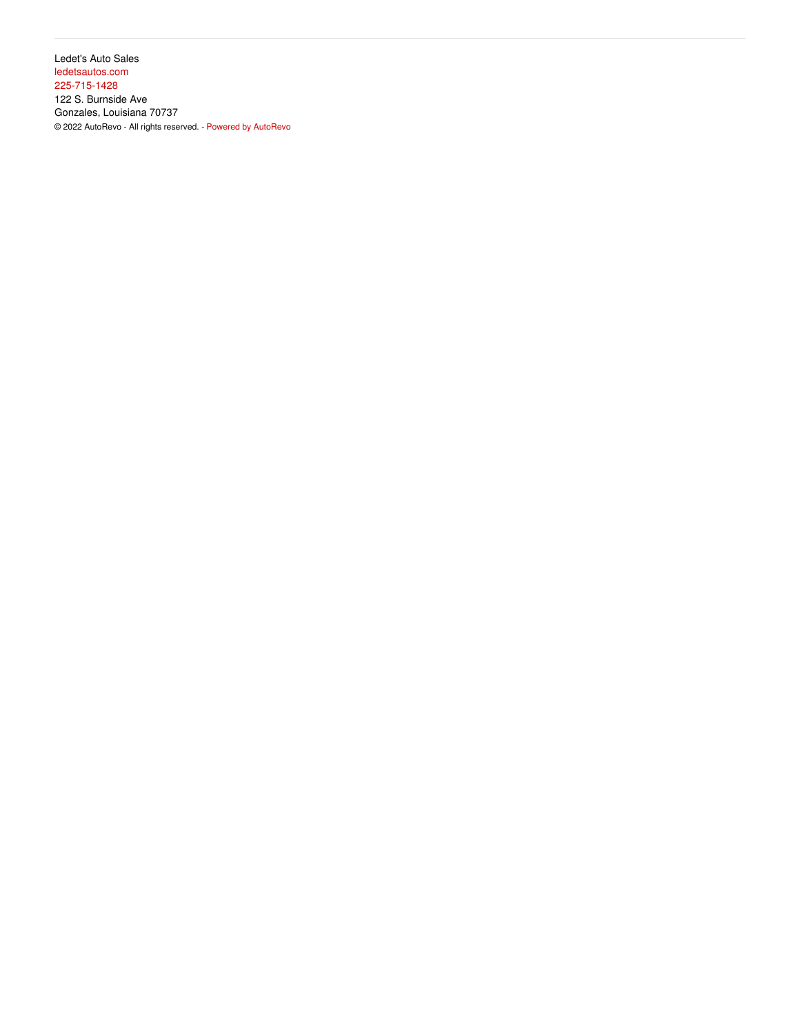Ledet's Auto Sales
ledetsautos.com
225-715-1428
122 S. Burnside Ave
Gonzales, Louisiana 70737

© 2022 AutoRevo - All rights reserved. - Powered by AutoRevo